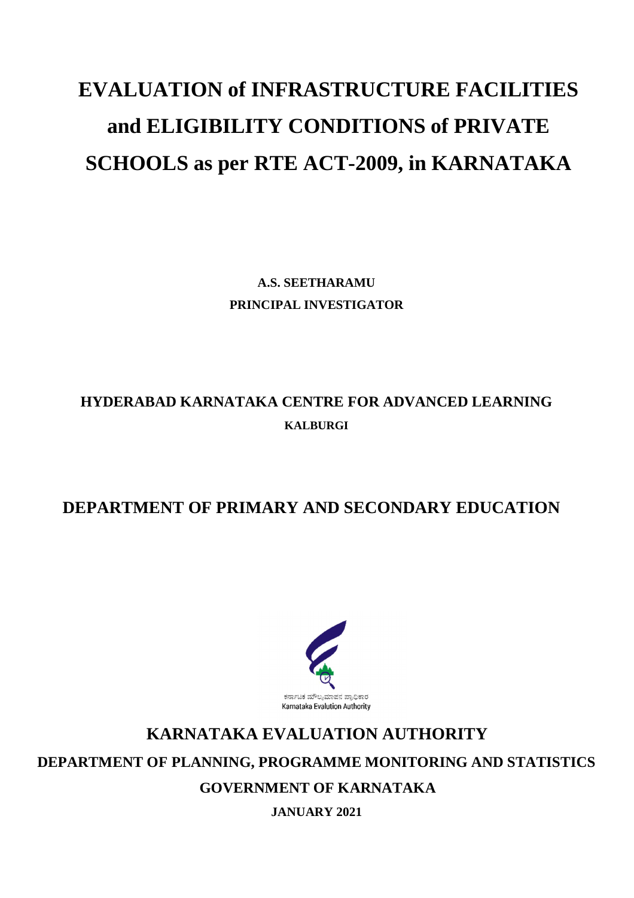# EVALUATION of INFRASTRUCTURE FACILITIES and ELIGIBILITY CONDITIONS of PRIVATE SCHOOLS as per RTE ACT-2009, in KARNATAKA

**A.S. SEETHARAMU**

**PRINCIPAL INVESTIGATOR**

## HYDERABAD KARNATAKA CENTRE FOR ADVANCED LEARNING

**KALBURGI**

## DEPARTMENT OF PRIMARY AND SECONDARY EDUCATION

ಕರ್ನಾಟಕ ಮೌಲ್ಯಮಾಪನ ಪ್ರಾಧಿಕಾರ

Karnataka Evalution Authority

## KARNATAKA EVALUATION AUTHORITY

**DEPARTMENT OF PLANNING, PROGRAMME MONITORING AND STATISTICS**

**GOVERNMENT OF KARNATAKA**

**JANUARY 2021**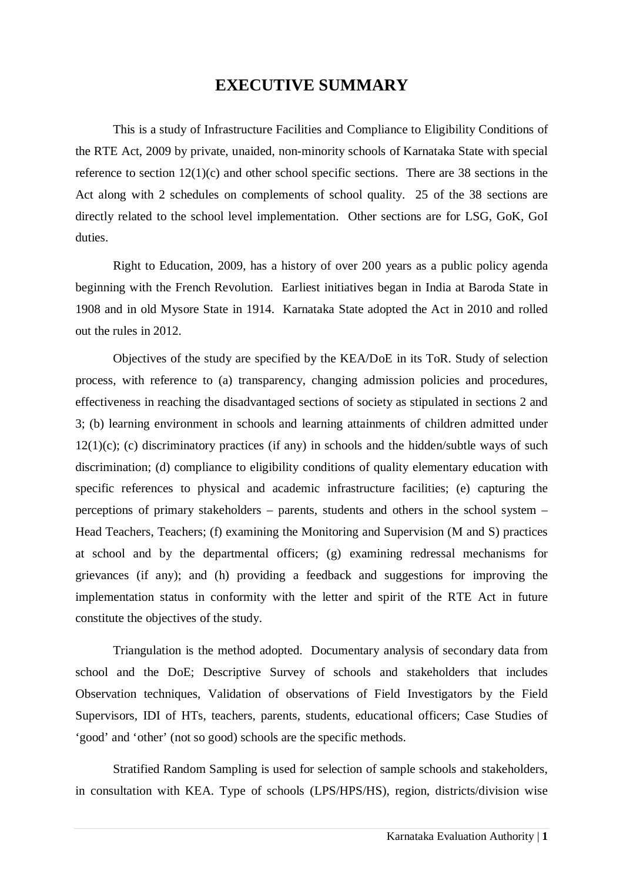# EXECUTIVE SUMMARY

This is a study of Infrastructure Facilities and Compliance to Eligibility Conditions of the RTE Act, 2009 by private, unaided, non-minority schools of Karnataka State with special reference to section 12(1)(c) and other school specific sections. There are 38 sections in the Act along with 2 schedules on complements of school quality. 25 of the 38 sections are directly related to the school level implementation. Other sections are for LSG, GoK, GoI duties.

Right to Education, 2009, has a history of over 200 years as a public policy agenda beginning with the French Revolution. Earliest initiatives began in India at Baroda State in 1908 and in old Mysore State in 1914. Karnataka State adopted the Act in 2010 and rolled out the rules in 2012.

Objectives of the study are specified by the KEA/DoE in its ToR. Study of selection process, with reference to (a) transparency, changing admission policies and procedures, effectiveness in reaching the disadvantaged sections of society as stipulated in sections 2 and 3; (b) learning environment in schools and learning attainments of children admitted under 12(1)(c); (c) discriminatory practices (if any) in schools and the hidden/subtle ways of such discrimination; (d) compliance to eligibility conditions of quality elementary education with specific references to physical and academic infrastructure facilities; (e) capturing the perceptions of primary stakeholders – parents, students and others in the school system – Head Teachers, Teachers; (f) examining the Monitoring and Supervision (M and S) practices at school and by the departmental officers; (g) examining redressal mechanisms for grievances (if any); and (h) providing a feedback and suggestions for improving the implementation status in conformity with the letter and spirit of the RTE Act in future constitute the objectives of the study.

Triangulation is the method adopted. Documentary analysis of secondary data from school and the DoE; Descriptive Survey of schools and stakeholders that includes Observation techniques, Validation of observations of Field Investigators by the Field Supervisors, IDI of HTs, teachers, parents, students, educational officers; Case Studies of 'good' and 'other' (not so good) schools are the specific methods.

Stratified Random Sampling is used for selection of sample schools and stakeholders, in consultation with KEA. Type of schools (LPS/HPS/HS), region, districts/division wise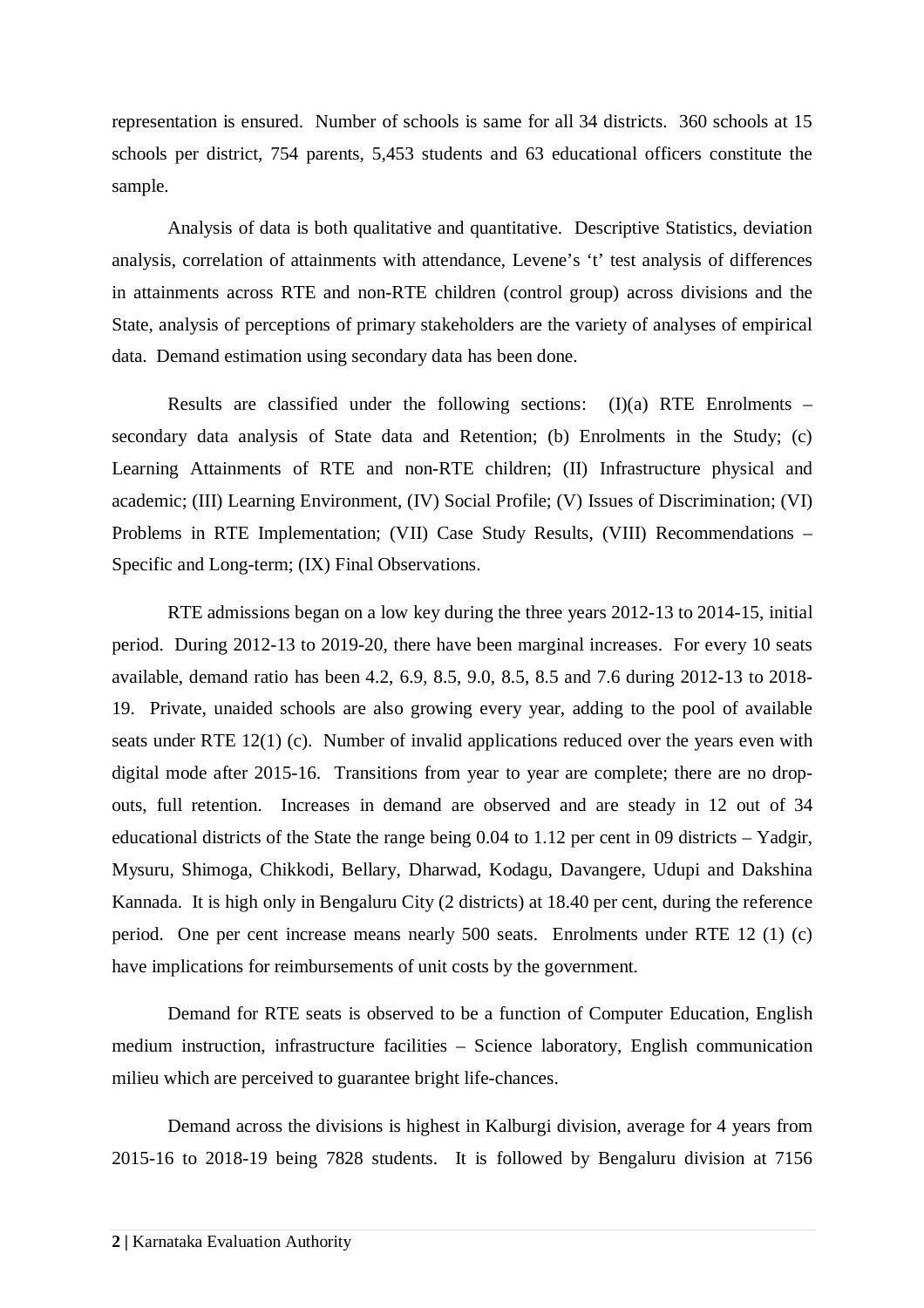representation is ensured. Number of schools is same for all 34 districts. 360 schools at 15 schools per district, 754 parents, 5,453 students and 63 educational officers constitute the sample.

Analysis of data is both qualitative and quantitative. Descriptive Statistics, deviation analysis, correlation of attainments with attendance, Levene's 't' test analysis of differences in attainments across RTE and non-RTE children (control group) across divisions and the State, analysis of perceptions of primary stakeholders are the variety of analyses of empirical data. Demand estimation using secondary data has been done.

Results are classified under the following sections: (I)(a) RTE Enrolments – secondary data analysis of State data and Retention; (b) Enrolments in the Study; (c) Learning Attainments of RTE and non-RTE children; (II) Infrastructure physical and academic; (III) Learning Environment, (IV) Social Profile; (V) Issues of Discrimination; (VI) Problems in RTE Implementation; (VII) Case Study Results, (VIII) Recommendations – Specific and Long-term; (IX) Final Observations.

RTE admissions began on a low key during the three years 2012-13 to 2014-15, initial period. During 2012-13 to 2019-20, there have been marginal increases. For every 10 seats available, demand ratio has been 4.2, 6.9, 8.5, 9.0, 8.5, 8.5 and 7.6 during 2012-13 to 2018-19. Private, unaided schools are also growing every year, adding to the pool of available seats under RTE 12(1) (c). Number of invalid applications reduced over the years even with digital mode after 2015-16. Transitions from year to year are complete; there are no drop-outs, full retention. Increases in demand are observed and are steady in 12 out of 34 educational districts of the State the range being 0.04 to 1.12 per cent in 09 districts – Yadgir, Mysuru, Shimoga, Chikkodi, Bellary, Dharwad, Kodagu, Davangere, Udupi and Dakshina Kannada. It is high only in Bengaluru City (2 districts) at 18.40 per cent, during the reference period. One per cent increase means nearly 500 seats. Enrolments under RTE 12 (1) (c) have implications for reimbursements of unit costs by the government.

Demand for RTE seats is observed to be a function of Computer Education, English medium instruction, infrastructure facilities – Science laboratory, English communication milieu which are perceived to guarantee bright life-chances.

Demand across the divisions is highest in Kalburgi division, average for 4 years from 2015-16 to 2018-19 being 7828 students. It is followed by Bengaluru division at 7156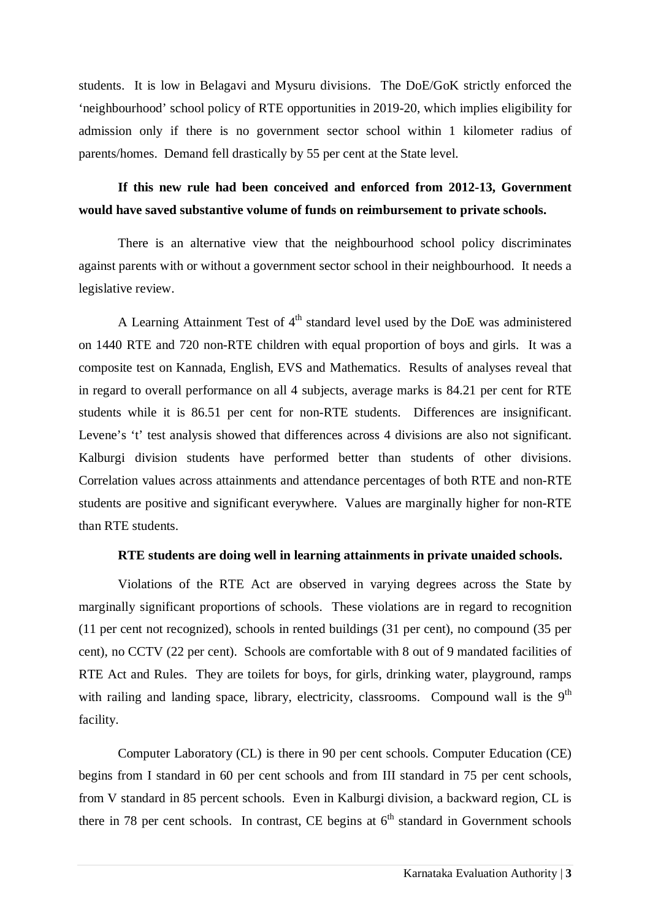students. It is low in Belagavi and Mysuru divisions. The DoE/GoK strictly enforced the 'neighbourhood' school policy of RTE opportunities in 2019-20, which implies eligibility for admission only if there is no government sector school within 1 kilometer radius of parents/homes. Demand fell drastically by 55 per cent at the State level.

**If this new rule had been conceived and enforced from 2012-13, Government would have saved substantive volume of funds on reimbursement to private schools.**

There is an alternative view that the neighbourhood school policy discriminates against parents with or without a government sector school in their neighbourhood. It needs a legislative review.

A Learning Attainment Test of 4$^{th}$ standard level used by the DoE was administered on 1440 RTE and 720 non-RTE children with equal proportion of boys and girls. It was a composite test on Kannada, English, EVS and Mathematics. Results of analyses reveal that in regard to overall performance on all 4 subjects, average marks is 84.21 per cent for RTE students while it is 86.51 per cent for non-RTE students. Differences are insignificant. Levene's 't' test analysis showed that differences across 4 divisions are also not significant. Kalburgi division students have performed better than students of other divisions. Correlation values across attainments and attendance percentages of both RTE and non-RTE students are positive and significant everywhere. Values are marginally higher for non-RTE than RTE students.

**RTE students are doing well in learning attainments in private unaided schools.**

Violations of the RTE Act are observed in varying degrees across the State by marginally significant proportions of schools. These violations are in regard to recognition (11 per cent not recognized), schools in rented buildings (31 per cent), no compound (35 per cent), no CCTV (22 per cent). Schools are comfortable with 8 out of 9 mandated facilities of RTE Act and Rules. They are toilets for boys, for girls, drinking water, playground, ramps with railing and landing space, library, electricity, classrooms. Compound wall is the 9$^{th}$ facility.

Computer Laboratory (CL) is there in 90 per cent schools. Computer Education (CE) begins from I standard in 60 per cent schools and from III standard in 75 per cent schools, from V standard in 85 percent schools. Even in Kalburgi division, a backward region, CL is there in 78 per cent schools. In contrast, CE begins at 6$^{th}$ standard in Government schools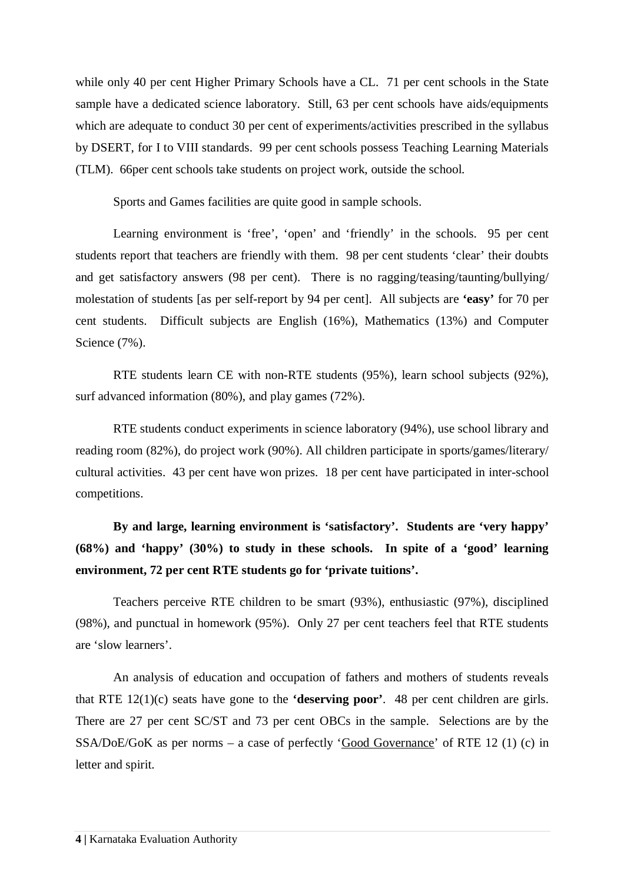while only 40 per cent Higher Primary Schools have a CL. 71 per cent schools in the State sample have a dedicated science laboratory. Still, 63 per cent schools have aids/equipments which are adequate to conduct 30 per cent of experiments/activities prescribed in the syllabus by DSERT, for I to VIII standards. 99 per cent schools possess Teaching Learning Materials (TLM). 66per cent schools take students on project work, outside the school.

Sports and Games facilities are quite good in sample schools.

Learning environment is 'free', 'open' and 'friendly' in the schools. 95 per cent students report that teachers are friendly with them. 98 per cent students 'clear' their doubts and get satisfactory answers (98 per cent). There is no ragging/teasing/taunting/bullying/ molestation of students [as per self-report by 94 per cent]. All subjects are **'easy'** for 70 per cent students. Difficult subjects are English (16%), Mathematics (13%) and Computer Science (7%).

RTE students learn CE with non-RTE students (95%), learn school subjects (92%), surf advanced information (80%), and play games (72%).

RTE students conduct experiments in science laboratory (94%), use school library and reading room (82%), do project work (90%). All children participate in sports/games/literary/ cultural activities. 43 per cent have won prizes. 18 per cent have participated in inter-school competitions.

**By and large, learning environment is 'satisfactory'. Students are 'very happy' (68%) and 'happy' (30%) to study in these schools. In spite of a 'good' learning environment, 72 per cent RTE students go for 'private tuitions'.**

Teachers perceive RTE children to be smart (93%), enthusiastic (97%), disciplined (98%), and punctual in homework (95%). Only 27 per cent teachers feel that RTE students are 'slow learners'.

An analysis of education and occupation of fathers and mothers of students reveals that RTE 12(1)(c) seats have gone to the **'deserving poor'**. 48 per cent children are girls. There are 27 per cent SC/ST and 73 per cent OBCs in the sample. Selections are by the SSA/DoE/GoK as per norms – a case of perfectly '<u>Good Governance</u>' of RTE 12 (1) (c) in letter and spirit.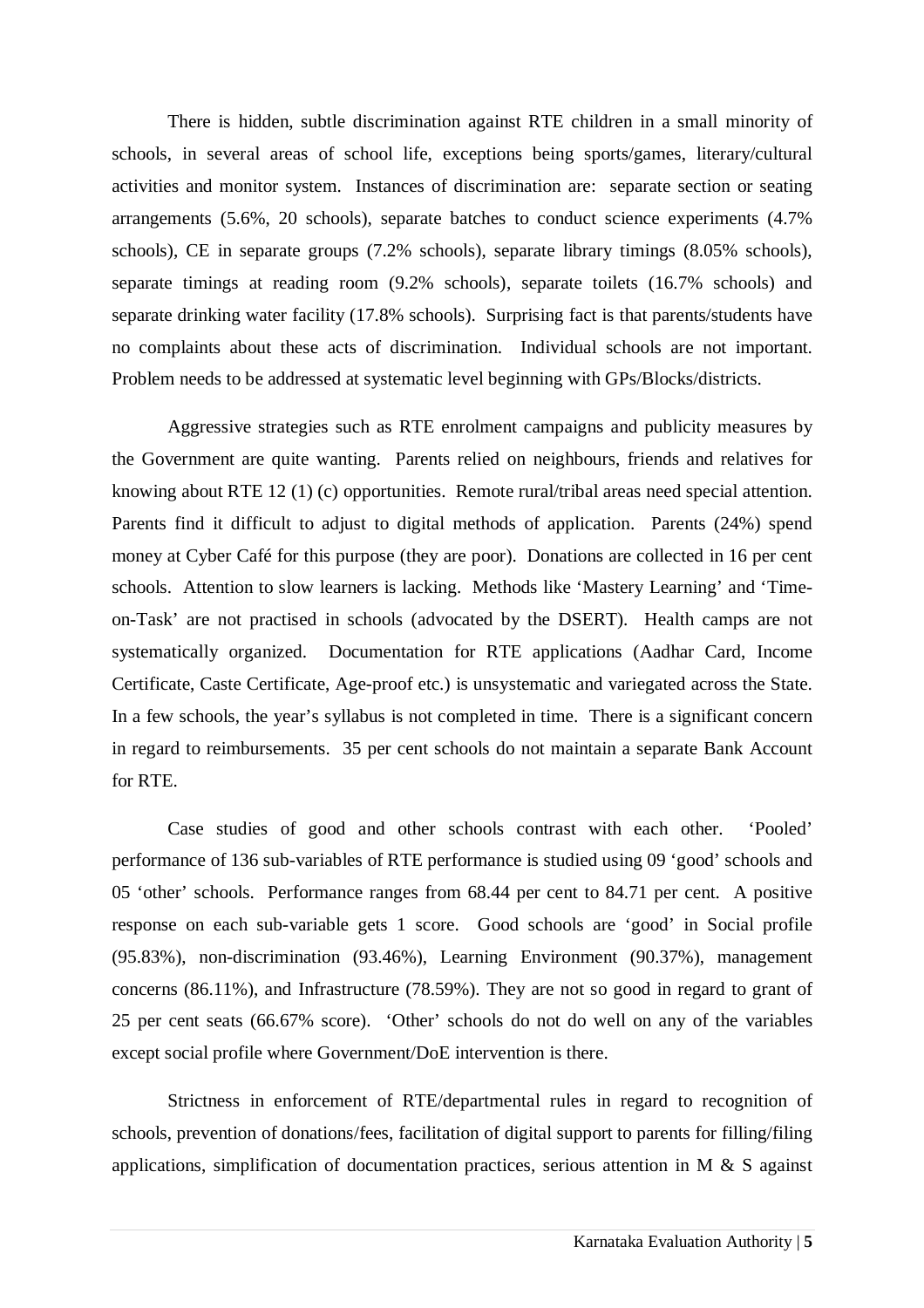There is hidden, subtle discrimination against RTE children in a small minority of schools, in several areas of school life, exceptions being sports/games, literary/cultural activities and monitor system. Instances of discrimination are: separate section or seating arrangements (5.6%, 20 schools), separate batches to conduct science experiments (4.7% schools), CE in separate groups (7.2% schools), separate library timings (8.05% schools), separate timings at reading room (9.2% schools), separate toilets (16.7% schools) and separate drinking water facility (17.8% schools). Surprising fact is that parents/students have no complaints about these acts of discrimination. Individual schools are not important. Problem needs to be addressed at systematic level beginning with GPs/Blocks/districts.

Aggressive strategies such as RTE enrolment campaigns and publicity measures by the Government are quite wanting. Parents relied on neighbours, friends and relatives for knowing about RTE 12 (1) (c) opportunities. Remote rural/tribal areas need special attention. Parents find it difficult to adjust to digital methods of application. Parents (24%) spend money at Cyber Café for this purpose (they are poor). Donations are collected in 16 per cent schools. Attention to slow learners is lacking. Methods like 'Mastery Learning' and 'Time-on-Task' are not practised in schools (advocated by the DSERT). Health camps are not systematically organized. Documentation for RTE applications (Aadhar Card, Income Certificate, Caste Certificate, Age-proof etc.) is unsystematic and variegated across the State. In a few schools, the year's syllabus is not completed in time. There is a significant concern in regard to reimbursements. 35 per cent schools do not maintain a separate Bank Account for RTE.

Case studies of good and other schools contrast with each other. 'Pooled' performance of 136 sub-variables of RTE performance is studied using 09 'good' schools and 05 'other' schools. Performance ranges from 68.44 per cent to 84.71 per cent. A positive response on each sub-variable gets 1 score. Good schools are 'good' in Social profile (95.83%), non-discrimination (93.46%), Learning Environment (90.37%), management concerns (86.11%), and Infrastructure (78.59%). They are not so good in regard to grant of 25 per cent seats (66.67% score). 'Other' schools do not do well on any of the variables except social profile where Government/DoE intervention is there.

Strictness in enforcement of RTE/departmental rules in regard to recognition of schools, prevention of donations/fees, facilitation of digital support to parents for filling/filing applications, simplification of documentation practices, serious attention in M & S against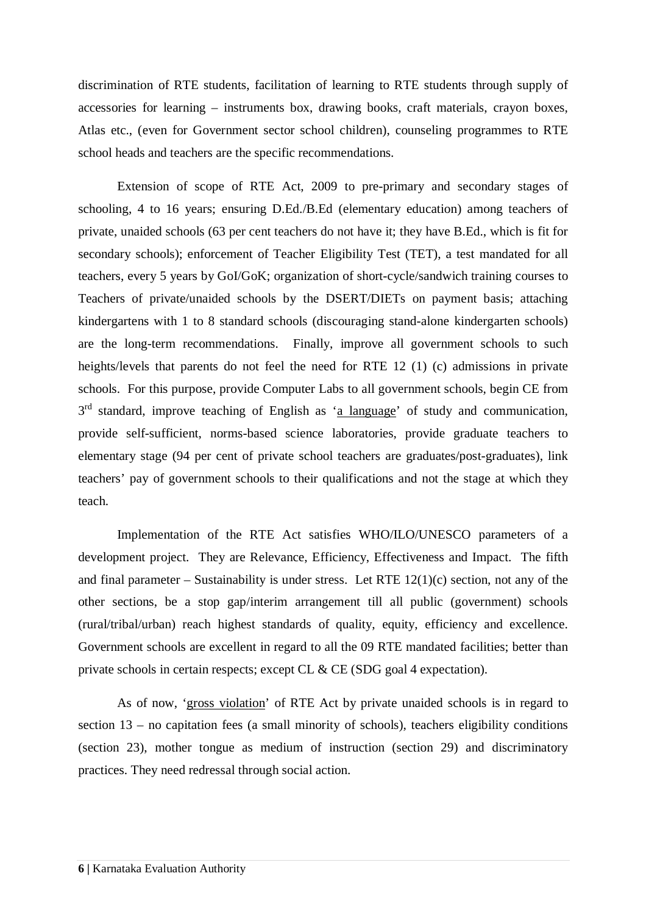discrimination of RTE students, facilitation of learning to RTE students through supply of accessories for learning – instruments box, drawing books, craft materials, crayon boxes, Atlas etc., (even for Government sector school children), counseling programmes to RTE school heads and teachers are the specific recommendations.

Extension of scope of RTE Act, 2009 to pre-primary and secondary stages of schooling, 4 to 16 years; ensuring D.Ed./B.Ed (elementary education) among teachers of private, unaided schools (63 per cent teachers do not have it; they have B.Ed., which is fit for secondary schools); enforcement of Teacher Eligibility Test (TET), a test mandated for all teachers, every 5 years by GoI/GoK; organization of short-cycle/sandwich training courses to Teachers of private/unaided schools by the DSERT/DIETs on payment basis; attaching kindergartens with 1 to 8 standard schools (discouraging stand-alone kindergarten schools) are the long-term recommendations. Finally, improve all government schools to such heights/levels that parents do not feel the need for RTE 12 (1) (c) admissions in private schools. For this purpose, provide Computer Labs to all government schools, begin CE from 3rd standard, improve teaching of English as '<u>a language</u>' of study and communication, provide self-sufficient, norms-based science laboratories, provide graduate teachers to elementary stage (94 per cent of private school teachers are graduates/post-graduates), link teachers' pay of government schools to their qualifications and not the stage at which they teach.

Implementation of the RTE Act satisfies WHO/ILO/UNESCO parameters of a development project. They are Relevance, Efficiency, Effectiveness and Impact. The fifth and final parameter – Sustainability is under stress. Let RTE 12(1)(c) section, not any of the other sections, be a stop gap/interim arrangement till all public (government) schools (rural/tribal/urban) reach highest standards of quality, equity, efficiency and excellence. Government schools are excellent in regard to all the 09 RTE mandated facilities; better than private schools in certain respects; except CL & CE (SDG goal 4 expectation).

As of now, '<u>gross violation</u>' of RTE Act by private unaided schools is in regard to section 13 – no capitation fees (a small minority of schools), teachers eligibility conditions (section 23), mother tongue as medium of instruction (section 29) and discriminatory practices. They need redressal through social action.